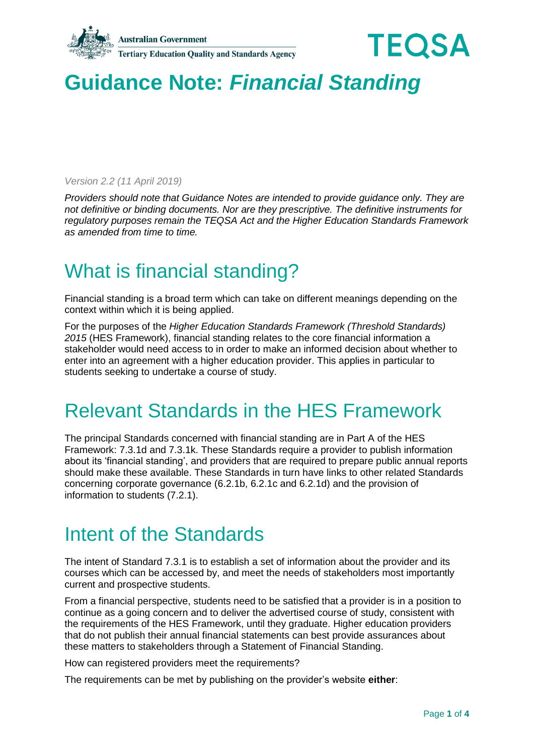# Guidance Note: *Financial Standing*

*Version 2.2 (11 April 2019)*

*Providers should note that Guidance Notes are intended to provide guidance only. They are not definitive or binding documents. Nor are they prescriptive. The definitive instruments for regulatory purposes remain the TEQSA Act and the Higher Education Standards Framework as amended from time to time.*

## What is financial standing?

Financial standing is a broad term which can take on different meanings depending on the context within which it is being applied.

For the purposes of the *Higher Education Standards Framework (Threshold Standards) 2015* (HES Framework), financial standing relates to the core financial information a stakeholder would need access to in order to make an informed decision about whether to enter into an agreement with a higher education provider. This applies in particular to students seeking to undertake a course of study.

## Relevant Standards in the HES Framework

The principal Standards concerned with financial standing are in Part A of the HES Framework: 7.3.1d and 7.3.1k. These Standards require a provider to publish information about its 'financial standing', and providers that are required to prepare public annual reports should make these available. These Standards in turn have links to other related Standards concerning corporate governance (6.2.1b, 6.2.1c and 6.2.1d) and the provision of information to students (7.2.1).

## Intent of the Standards

The intent of Standard 7.3.1 is to establish a set of information about the provider and its courses which can be accessed by, and meet the needs of stakeholders most importantly current and prospective students.

From a financial perspective, students need to be satisfied that a provider is in a position to continue as a going concern and to deliver the advertised course of study, consistent with the requirements of the HES Framework, until they graduate. Higher education providers that do not publish their annual financial statements can best provide assurances about these matters to stakeholders through a Statement of Financial Standing.

How can registered providers meet the requirements?

The requirements can be met by publishing on the provider's website **either**: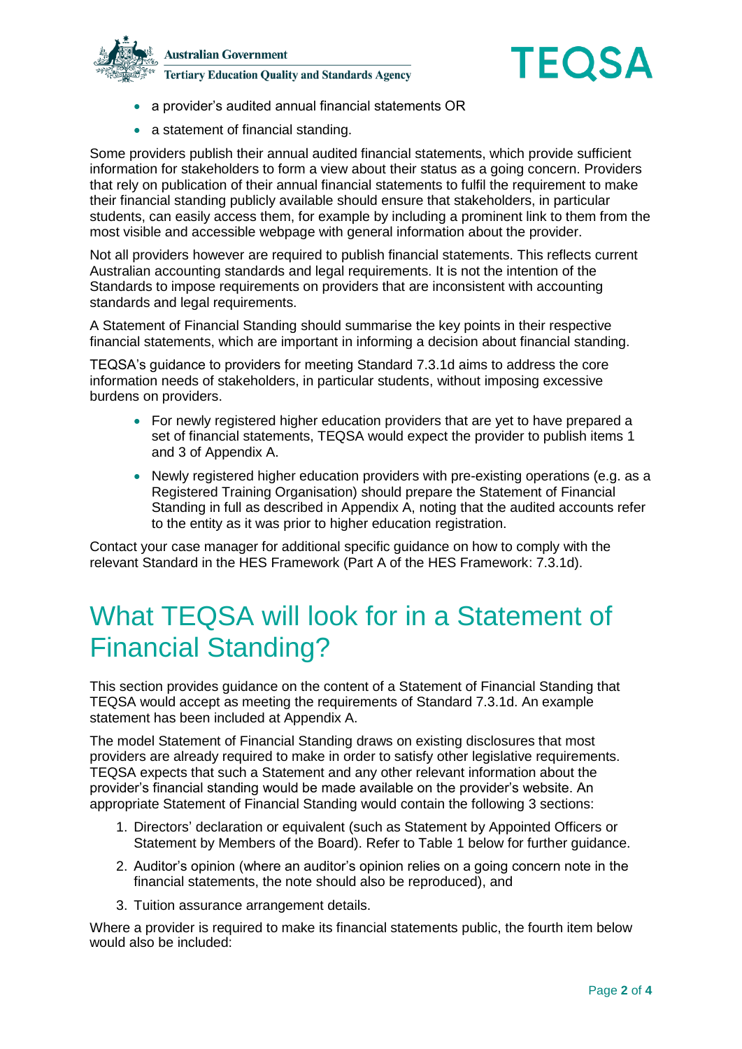- a provider's audited annual financial statements OR
- a statement of financial standing.

Some providers publish their annual audited financial statements, which provide sufficient information for stakeholders to form a view about their status as a going concern. Providers that rely on publication of their annual financial statements to fulfil the requirement to make their financial standing publicly available should ensure that stakeholders, in particular students, can easily access them, for example by including a prominent link to them from the most visible and accessible webpage with general information about the provider.

Not all providers however are required to publish financial statements. This reflects current Australian accounting standards and legal requirements. It is not the intention of the Standards to impose requirements on providers that are inconsistent with accounting standards and legal requirements.

A Statement of Financial Standing should summarise the key points in their respective financial statements, which are important in informing a decision about financial standing.

TEQSA's guidance to providers for meeting Standard 7.3.1d aims to address the core information needs of stakeholders, in particular students, without imposing excessive burdens on providers.

- For newly registered higher education providers that are yet to have prepared a set of financial statements, TEQSA would expect the provider to publish items 1 and 3 of Appendix A.
- Newly registered higher education providers with pre-existing operations (e.g. as a Registered Training Organisation) should prepare the Statement of Financial Standing in full as described in Appendix A, noting that the audited accounts refer to the entity as it was prior to higher education registration.

Contact your case manager for additional specific guidance on how to comply with the relevant Standard in the HES Framework (Part A of the HES Framework: 7.3.1d).

# What TEQSA will look for in a Statement of Financial Standing?

This section provides guidance on the content of a Statement of Financial Standing that TEQSA would accept as meeting the requirements of Standard 7.3.1d. An example statement has been included at Appendix A.

The model Statement of Financial Standing draws on existing disclosures that most providers are already required to make in order to satisfy other legislative requirements. TEQSA expects that such a Statement and any other relevant information about the provider's financial standing would be made available on the provider's website. An appropriate Statement of Financial Standing would contain the following 3 sections:

1. Directors' declaration or equivalent (such as Statement by Appointed Officers or Statement by Members of the Board). Refer to Table 1 below for further guidance.
2. Auditor's opinion (where an auditor's opinion relies on a going concern note in the financial statements, the note should also be reproduced), and
3. Tuition assurance arrangement details.

Where a provider is required to make its financial statements public, the fourth item below would also be included: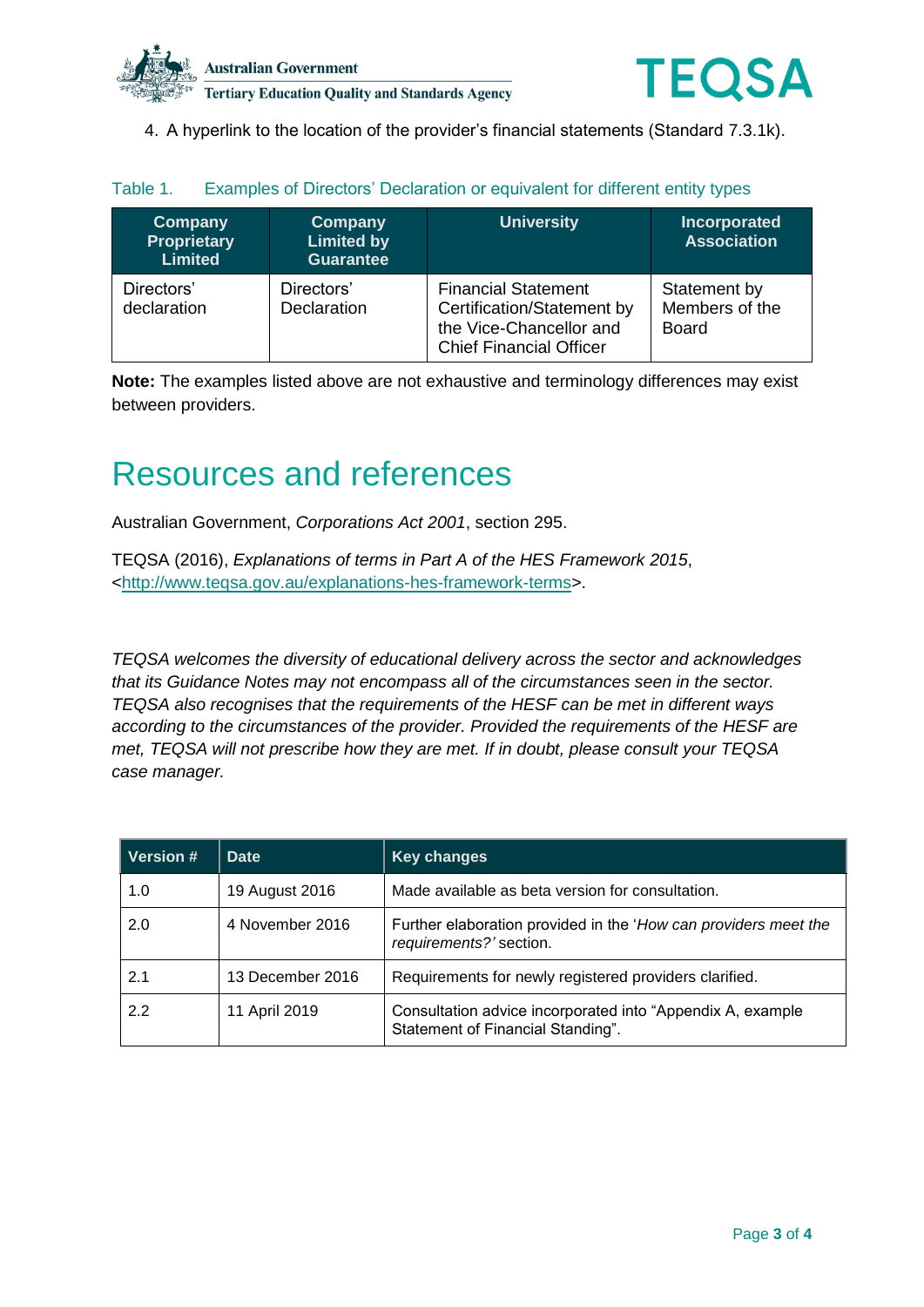4. A hyperlink to the location of the provider's financial statements (Standard 7.3.1k).

Table 1. Examples of Directors' Declaration or equivalent for different entity types

| Company Proprietary Limited | Company Limited by Guarantee | University | Incorporated Association |
|---|---|---|---|
| Directors' declaration | Directors' Declaration | Financial Statement Certification/Statement by the Vice-Chancellor and Chief Financial Officer | Statement by Members of the Board |

**Note:** The examples listed above are not exhaustive and terminology differences may exist between providers.

# Resources and references

Australian Government, *Corporations Act 2001*, section 295.

TEQSA (2016), *Explanations of terms in Part A of the HES Framework 2015*, <http://www.teqsa.gov.au/explanations-hes-framework-terms>.

*TEQSA welcomes the diversity of educational delivery across the sector and acknowledges that its Guidance Notes may not encompass all of the circumstances seen in the sector. TEQSA also recognises that the requirements of the HESF can be met in different ways according to the circumstances of the provider. Provided the requirements of the HESF are met, TEQSA will not prescribe how they are met. If in doubt, please consult your TEQSA case manager.*

| Version # | Date | Key changes |
|---|---|---|
| 1.0 | 19 August 2016 | Made available as beta version for consultation. |
| 2.0 | 4 November 2016 | Further elaboration provided in the '*How can providers meet the requirements?'* section. |
| 2.1 | 13 December 2016 | Requirements for newly registered providers clarified. |
| 2.2 | 11 April 2019 | Consultation advice incorporated into "Appendix A, example Statement of Financial Standing". |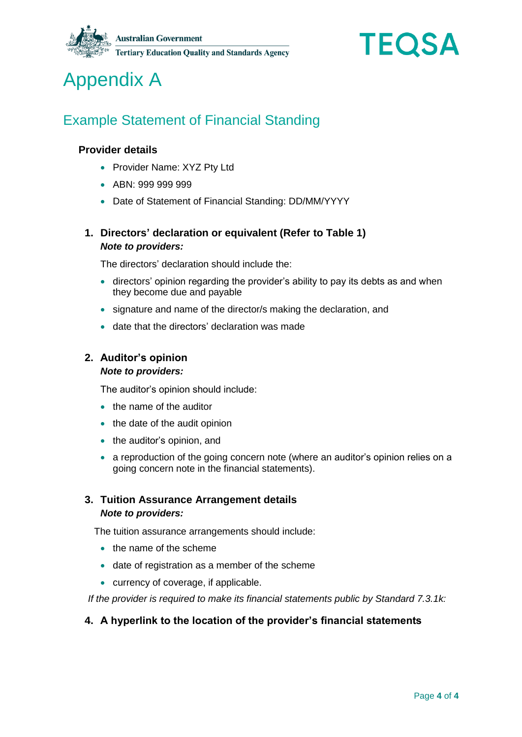# Appendix A

## Example Statement of Financial Standing

**Provider details**

- Provider Name: XYZ Pty Ltd
- ABN: 999 999 999
- Date of Statement of Financial Standing: DD/MM/YYYY

**1. Directors' declaration or equivalent (Refer to Table 1)**

***Note to providers:***

The directors' declaration should include the:

- directors' opinion regarding the provider's ability to pay its debts as and when they become due and payable
- signature and name of the director/s making the declaration, and
- date that the directors' declaration was made

**2. Auditor's opinion**

***Note to providers:***

The auditor's opinion should include:

- the name of the auditor
- the date of the audit opinion
- the auditor's opinion, and
- a reproduction of the going concern note (where an auditor's opinion relies on a going concern note in the financial statements).

**3. Tuition Assurance Arrangement details**

***Note to providers:***

The tuition assurance arrangements should include:

- the name of the scheme
- date of registration as a member of the scheme
- currency of coverage, if applicable.

*If the provider is required to make its financial statements public by Standard 7.3.1k:*

**4. A hyperlink to the location of the provider's financial statements**